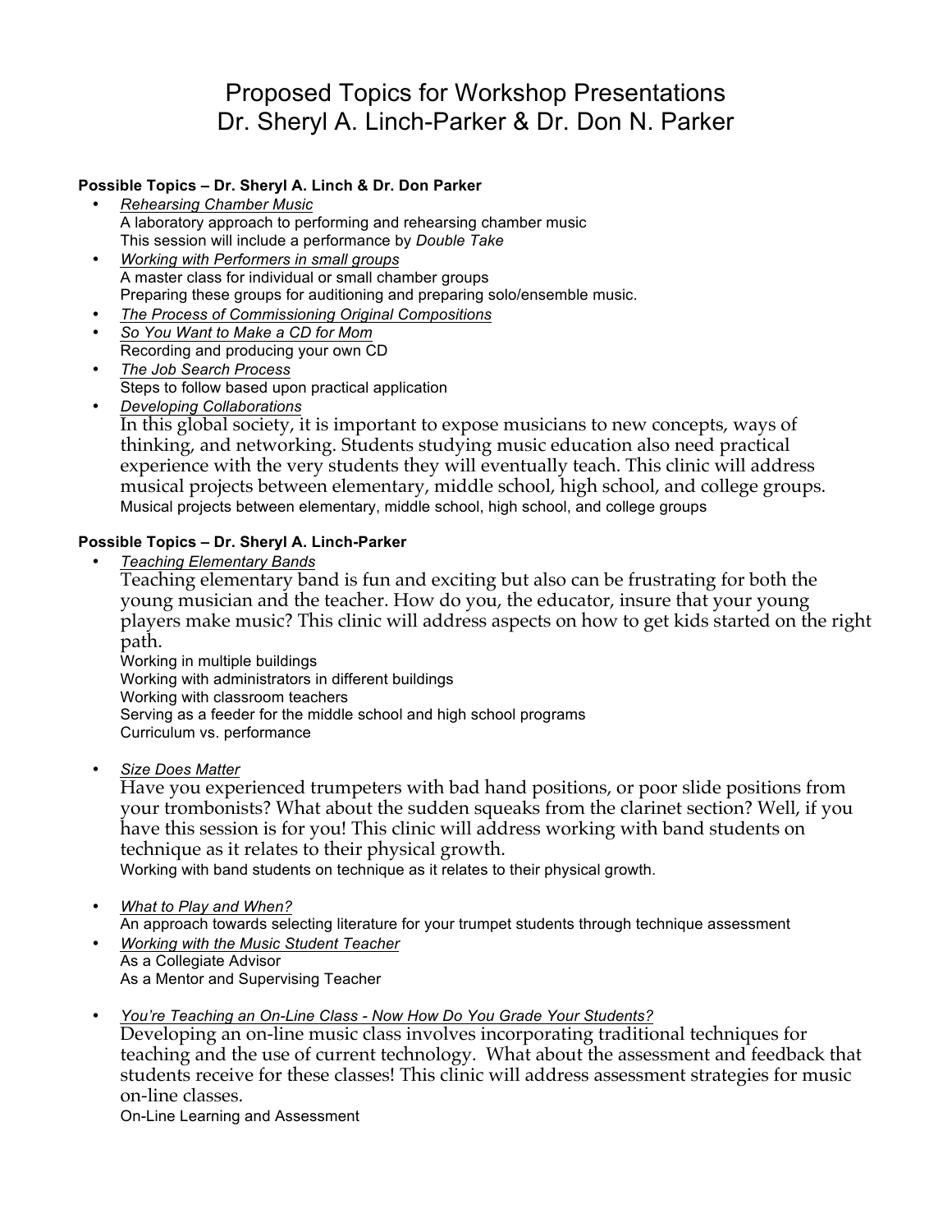# Proposed Topics for Workshop Presentations
# Dr. Sheryl A. Linch-Parker & Dr. Don N. Parker

**Possible Topics – Dr. Sheryl A. Linch & Dr. Don Parker**

- *Rehearsing Chamber Music*
  A laboratory approach to performing and rehearsing chamber music
  This session will include a performance by *Double Take*
- *Working with Performers in small groups*
  A master class for individual or small chamber groups
  Preparing these groups for auditioning and preparing solo/ensemble music.
- *The Process of Commissioning Original Compositions*
- *So You Want to Make a CD for Mom*
  Recording and producing your own CD
- *The Job Search Process*
  Steps to follow based upon practical application
- *Developing Collaborations*
  In this global society, it is important to expose musicians to new concepts, ways of thinking, and networking. Students studying music education also need practical experience with the very students they will eventually teach. This clinic will address musical projects between elementary, middle school, high school, and college groups.
  Musical projects between elementary, middle school, high school, and college groups

**Possible Topics – Dr. Sheryl A. Linch-Parker**

- *Teaching Elementary Bands*
  Teaching elementary band is fun and exciting but also can be frustrating for both the young musician and the teacher. How do you, the educator, insure that your young players make music? This clinic will address aspects on how to get kids started on the right path.
  Working in multiple buildings
  Working with administrators in different buildings
  Working with classroom teachers
  Serving as a feeder for the middle school and high school programs
  Curriculum vs. performance

- *Size Does Matter*
  Have you experienced trumpeters with bad hand positions, or poor slide positions from your trombonists? What about the sudden squeaks from the clarinet section? Well, if you have this session is for you! This clinic will address working with band students on technique as it relates to their physical growth.
  Working with band students on technique as it relates to their physical growth.

- *What to Play and When?*
  An approach towards selecting literature for your trumpet students through technique assessment
- *Working with the Music Student Teacher*
  As a Collegiate Advisor
  As a Mentor and Supervising Teacher

- *You're Teaching an On-Line Class - Now How Do You Grade Your Students?*
  Developing an on-line music class involves incorporating traditional techniques for teaching and the use of current technology. What about the assessment and feedback that students receive for these classes! This clinic will address assessment strategies for music on-line classes.
  On-Line Learning and Assessment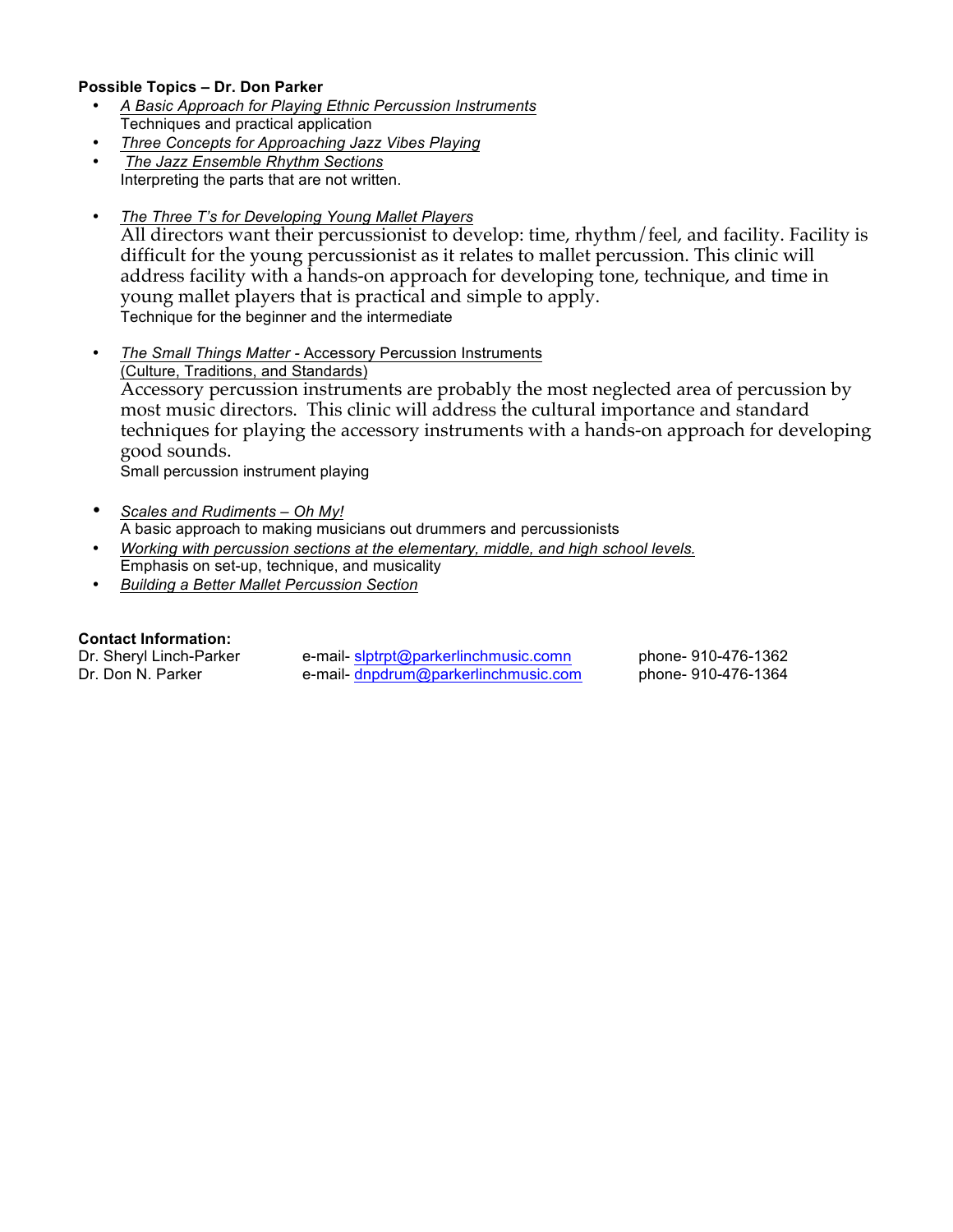**Possible Topics – Dr. Don Parker**

- *A Basic Approach for Playing Ethnic Percussion Instruments*
  Techniques and practical application
- *Three Concepts for Approaching Jazz Vibes Playing*
- *The Jazz Ensemble Rhythm Sections*
  Interpreting the parts that are not written.

- *The Three T's for Developing Young Mallet Players*
  All directors want their percussionist to develop: time, rhythm/feel, and facility. Facility is difficult for the young percussionist as it relates to mallet percussion. This clinic will address facility with a hands-on approach for developing tone, technique, and time in young mallet players that is practical and simple to apply.
  Technique for the beginner and the intermediate

- *The Small Things Matter* - Accessory Percussion Instruments
  (Culture, Traditions, and Standards)
  Accessory percussion instruments are probably the most neglected area of percussion by most music directors. This clinic will address the cultural importance and standard techniques for playing the accessory instruments with a hands-on approach for developing good sounds.
  Small percussion instrument playing

- *Scales and Rudiments – Oh My!*
  A basic approach to making musicians out drummers and percussionists
- *Working with percussion sections at the elementary, middle, and high school levels.*
  Emphasis on set-up, technique, and musicality
- *Building a Better Mallet Percussion Section*

**Contact Information:**

| | | |
|---|---|---|
| Dr. Sheryl Linch-Parker | e-mail- slptrpt@parkerlinchmusic.comn | phone- 910-476-1362 |
| Dr. Don N. Parker | e-mail- dnpdrum@parkerlinchmusic.com | phone- 910-476-1364 |